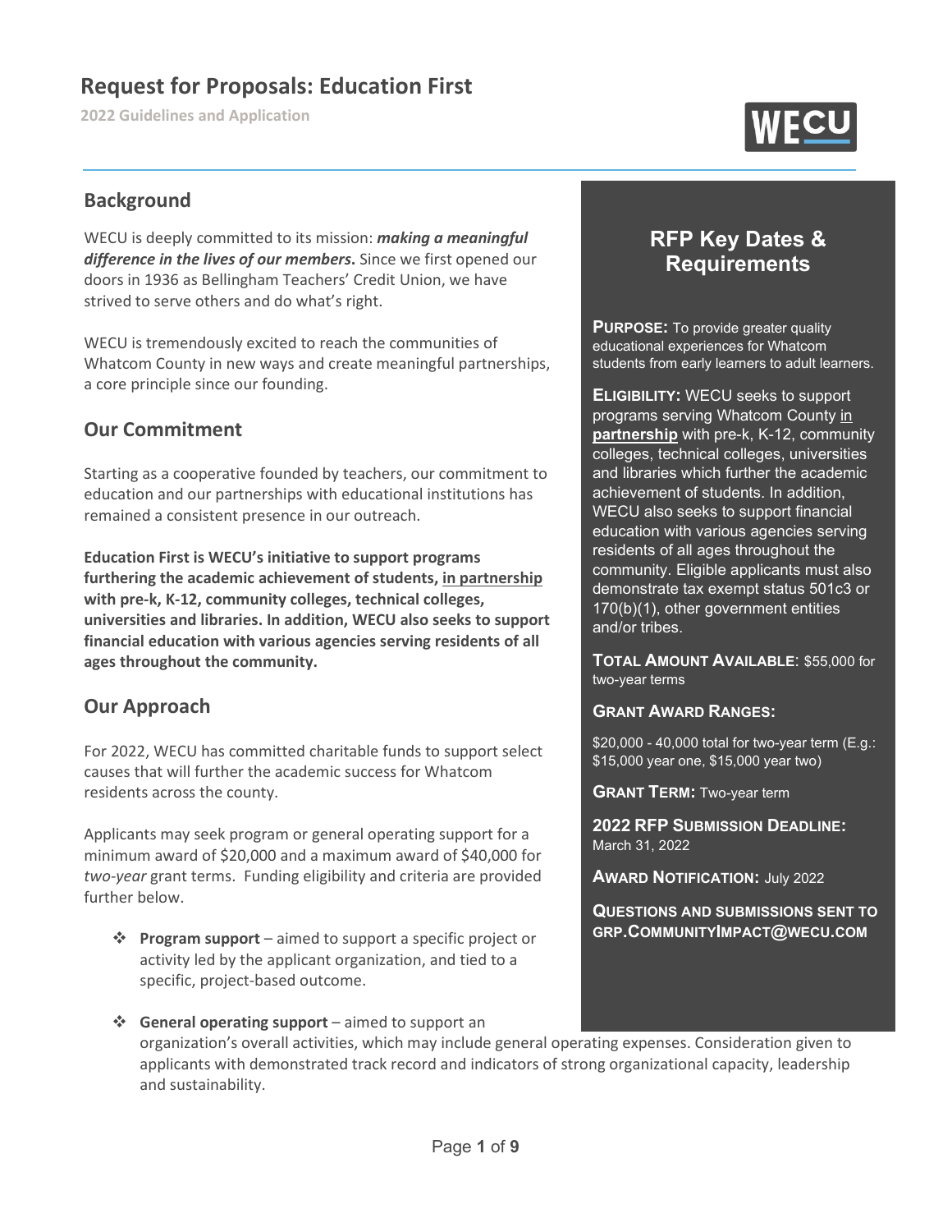# Request for Proposals: Education First

**2022 Guidelines and Application**

WECU

## Background

WECU is deeply committed to its mission: ***making a meaningful difference in the lives of our members***. Since we first opened our doors in 1936 as Bellingham Teachers' Credit Union, we have strived to serve others and do what's right.

WECU is tremendously excited to reach the communities of Whatcom County in new ways and create meaningful partnerships, a core principle since our founding.

## Our Commitment

Starting as a cooperative founded by teachers, our commitment to education and our partnerships with educational institutions has remained a consistent presence in our outreach.

**Education First is WECU's initiative to support programs furthering the academic achievement of students, <u>in partnership</u> with pre-k, K-12, community colleges, technical colleges, universities and libraries. In addition, WECU also seeks to support financial education with various agencies serving residents of all ages throughout the community.**

## Our Approach

For 2022, WECU has committed charitable funds to support select causes that will further the academic success for Whatcom residents across the county.

Applicants may seek program or general operating support for a minimum award of $20,000 and a maximum award of $40,000 for *two-year* grant terms. Funding eligibility and criteria are provided further below.

- **Program support** – aimed to support a specific project or activity led by the applicant organization, and tied to a specific, project-based outcome.
- **General operating support** – aimed to support an organization's overall activities, which may include general operating expenses. Consideration given to applicants with demonstrated track record and indicators of strong organizational capacity, leadership and sustainability.

## RFP Key Dates & Requirements

**PURPOSE:** To provide greater quality educational experiences for Whatcom students from early learners to adult learners.

**ELIGIBILITY:** WECU seeks to support programs serving Whatcom County <u>in partnership</u> with pre-k, K-12, community colleges, technical colleges, universities and libraries which further the academic achievement of students. In addition, WECU also seeks to support financial education with various agencies serving residents of all ages throughout the community. Eligible applicants must also demonstrate tax exempt status 501c3 or 170(b)(1), other government entities and/or tribes.

**TOTAL AMOUNT AVAILABLE**: $55,000 for two-year terms

**GRANT AWARD RANGES:**

$20,000 - 40,000 total for two-year term (E.g.: $15,000 year one, $15,000 year two)

**GRANT TERM:** Two-year term

**2022 RFP SUBMISSION DEADLINE:** March 31, 2022

**AWARD NOTIFICATION:** July 2022

**QUESTIONS AND SUBMISSIONS SENT TO GRP.COMMUNITYIMPACT@WECU.COM**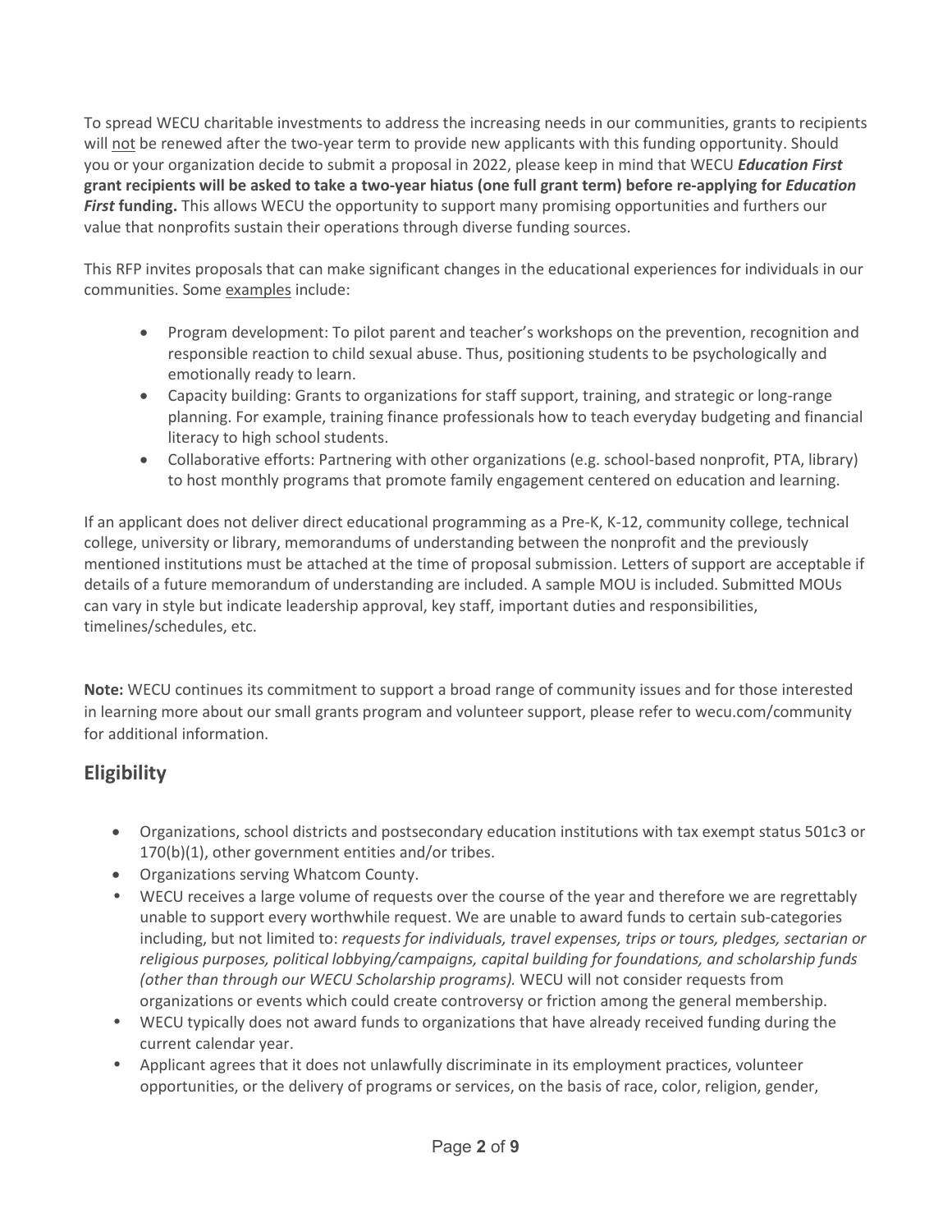To spread WECU charitable investments to address the increasing needs in our communities, grants to recipients will not be renewed after the two-year term to provide new applicants with this funding opportunity. Should you or your organization decide to submit a proposal in 2022, please keep in mind that WECU ***Education First*** **grant recipients will be asked to take a two-year hiatus (one full grant term) before re-applying for *Education First* funding.** This allows WECU the opportunity to support many promising opportunities and furthers our value that nonprofits sustain their operations through diverse funding sources.

This RFP invites proposals that can make significant changes in the educational experiences for individuals in our communities. Some examples include:

- Program development: To pilot parent and teacher's workshops on the prevention, recognition and responsible reaction to child sexual abuse. Thus, positioning students to be psychologically and emotionally ready to learn.
- Capacity building: Grants to organizations for staff support, training, and strategic or long-range planning. For example, training finance professionals how to teach everyday budgeting and financial literacy to high school students.
- Collaborative efforts: Partnering with other organizations (e.g. school-based nonprofit, PTA, library) to host monthly programs that promote family engagement centered on education and learning.

If an applicant does not deliver direct educational programming as a Pre-K, K-12, community college, technical college, university or library, memorandums of understanding between the nonprofit and the previously mentioned institutions must be attached at the time of proposal submission. Letters of support are acceptable if details of a future memorandum of understanding are included. A sample MOU is included. Submitted MOUs can vary in style but indicate leadership approval, key staff, important duties and responsibilities, timelines/schedules, etc.

**Note:** WECU continues its commitment to support a broad range of community issues and for those interested in learning more about our small grants program and volunteer support, please refer to wecu.com/community for additional information.

## Eligibility

- Organizations, school districts and postsecondary education institutions with tax exempt status 501c3 or 170(b)(1), other government entities and/or tribes.
- Organizations serving Whatcom County.
- WECU receives a large volume of requests over the course of the year and therefore we are regrettably unable to support every worthwhile request. We are unable to award funds to certain sub-categories including, but not limited to: *requests for individuals, travel expenses, trips or tours, pledges, sectarian or religious purposes, political lobbying/campaigns, capital building for foundations, and scholarship funds (other than through our WECU Scholarship programs).* WECU will not consider requests from organizations or events which could create controversy or friction among the general membership.
- WECU typically does not award funds to organizations that have already received funding during the current calendar year.
- Applicant agrees that it does not unlawfully discriminate in its employment practices, volunteer opportunities, or the delivery of programs or services, on the basis of race, color, religion, gender,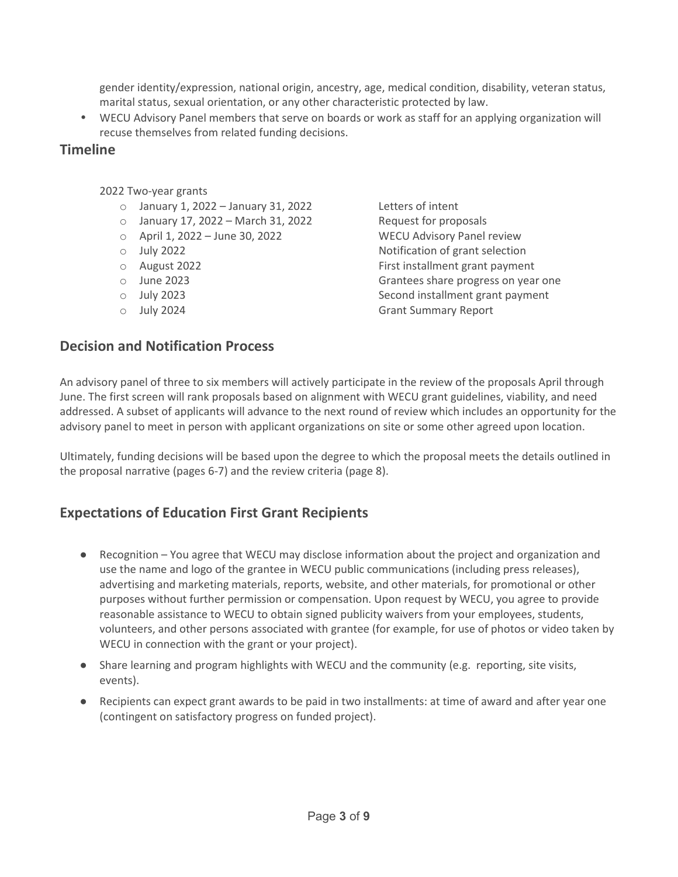gender identity/expression, national origin, ancestry, age, medical condition, disability, veteran status, marital status, sexual orientation, or any other characteristic protected by law.

- WECU Advisory Panel members that serve on boards or work as staff for an applying organization will recuse themselves from related funding decisions.

## Timeline

2022 Two-year grants

- January 1, 2022 – January 31, 2022 — Letters of intent
- January 17, 2022 – March 31, 2022 — Request for proposals
- April 1, 2022 – June 30, 2022 — WECU Advisory Panel review
- July 2022 — Notification of grant selection
- August 2022 — First installment grant payment
- June 2023 — Grantees share progress on year one
- July 2023 — Second installment grant payment
- July 2024 — Grant Summary Report

## Decision and Notification Process

An advisory panel of three to six members will actively participate in the review of the proposals April through June. The first screen will rank proposals based on alignment with WECU grant guidelines, viability, and need addressed. A subset of applicants will advance to the next round of review which includes an opportunity for the advisory panel to meet in person with applicant organizations on site or some other agreed upon location.

Ultimately, funding decisions will be based upon the degree to which the proposal meets the details outlined in the proposal narrative (pages 6-7) and the review criteria (page 8).

## Expectations of Education First Grant Recipients

- Recognition – You agree that WECU may disclose information about the project and organization and use the name and logo of the grantee in WECU public communications (including press releases), advertising and marketing materials, reports, website, and other materials, for promotional or other purposes without further permission or compensation. Upon request by WECU, you agree to provide reasonable assistance to WECU to obtain signed publicity waivers from your employees, students, volunteers, and other persons associated with grantee (for example, for use of photos or video taken by WECU in connection with the grant or your project).
- Share learning and program highlights with WECU and the community (e.g. reporting, site visits, events).
- Recipients can expect grant awards to be paid in two installments: at time of award and after year one (contingent on satisfactory progress on funded project).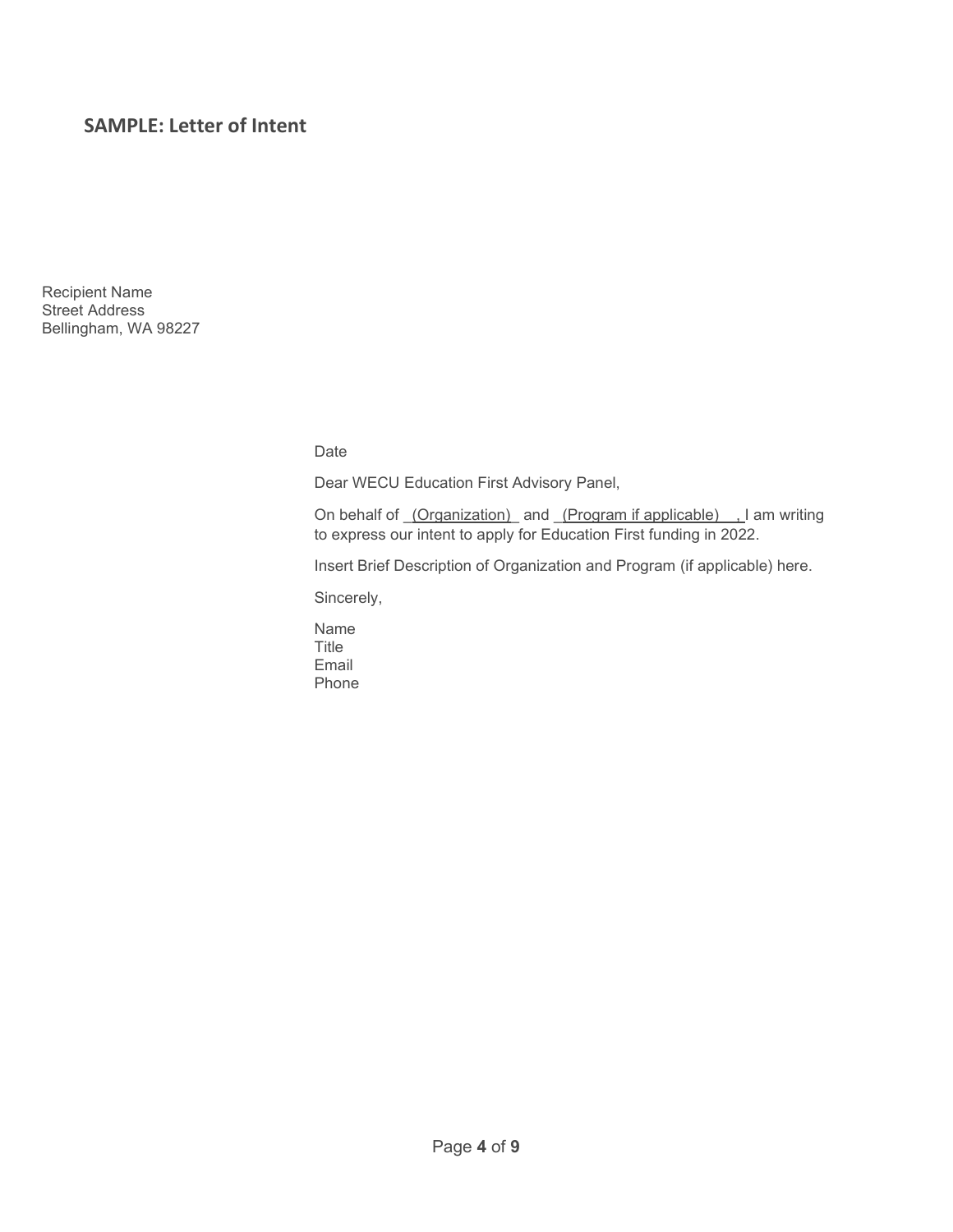## SAMPLE: Letter of Intent

Recipient Name
Street Address
Bellingham, WA 98227

Date

Dear WECU Education First Advisory Panel,

On behalf of _(Organization)_ and _(Program if applicable)_, I am writing to express our intent to apply for Education First funding in 2022.

Insert Brief Description of Organization and Program (if applicable) here.

Sincerely,

Name
Title
Email
Phone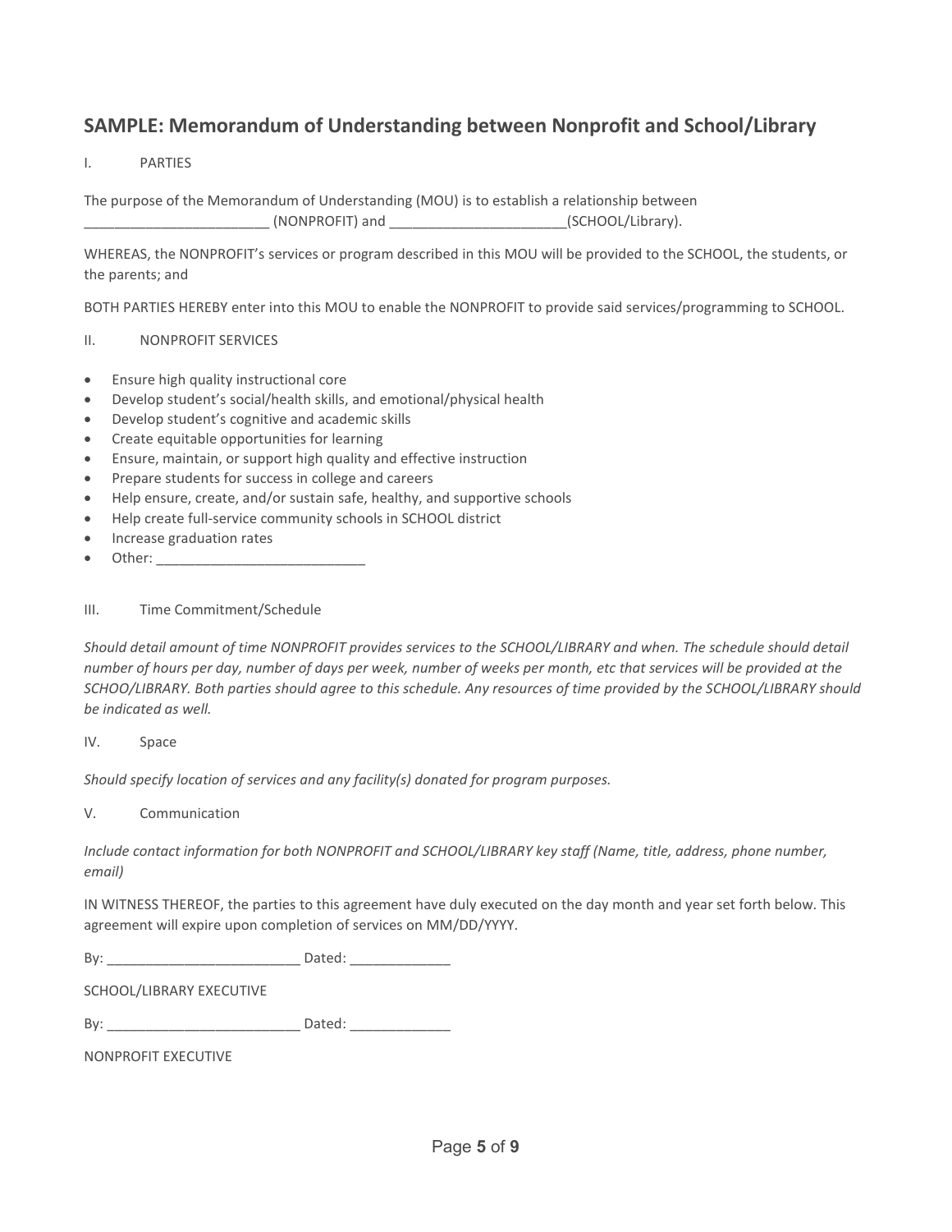## SAMPLE: Memorandum of Understanding between Nonprofit and School/Library

I. PARTIES

The purpose of the Memorandum of Understanding (MOU) is to establish a relationship between ________________________ (NONPROFIT) and _______________________(SCHOOL/Library).

WHEREAS, the NONPROFIT's services or program described in this MOU will be provided to the SCHOOL, the students, or the parents; and

BOTH PARTIES HEREBY enter into this MOU to enable the NONPROFIT to provide said services/programming to SCHOOL.

II. NONPROFIT SERVICES

- Ensure high quality instructional core
- Develop student's social/health skills, and emotional/physical health
- Develop student's cognitive and academic skills
- Create equitable opportunities for learning
- Ensure, maintain, or support high quality and effective instruction
- Prepare students for success in college and careers
- Help ensure, create, and/or sustain safe, healthy, and supportive schools
- Help create full-service community schools in SCHOOL district
- Increase graduation rates
- Other: ___________________________

III. Time Commitment/Schedule

*Should detail amount of time NONPROFIT provides services to the SCHOOL/LIBRARY and when. The schedule should detail number of hours per day, number of days per week, number of weeks per month, etc that services will be provided at the SCHOO/LIBRARY. Both parties should agree to this schedule. Any resources of time provided by the SCHOOL/LIBRARY should be indicated as well.*

IV. Space

*Should specify location of services and any facility(s) donated for program purposes.*

V. Communication

*Include contact information for both NONPROFIT and SCHOOL/LIBRARY key staff (Name, title, address, phone number, email)*

IN WITNESS THEREOF, the parties to this agreement have duly executed on the day month and year set forth below. This agreement will expire upon completion of services on MM/DD/YYYY.

By: _________________________ Dated: _____________

SCHOOL/LIBRARY EXECUTIVE

By: _________________________ Dated: _____________

NONPROFIT EXECUTIVE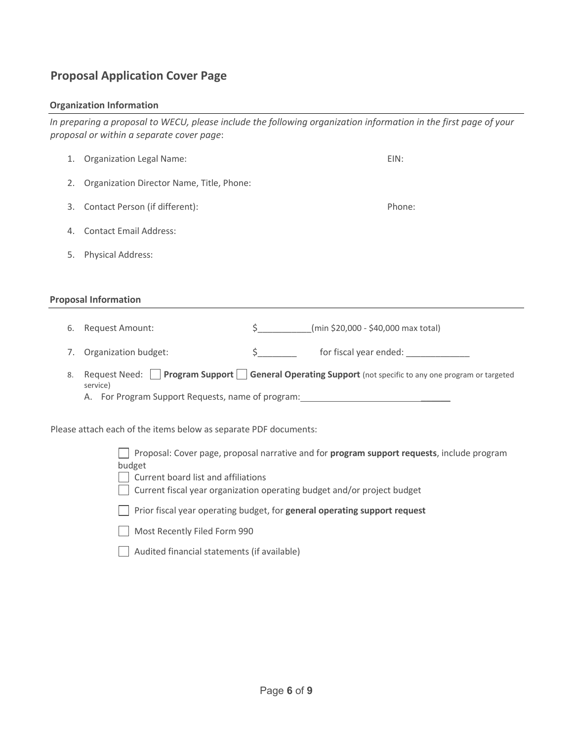## Proposal Application Cover Page

### Organization Information

*In preparing a proposal to WECU, please include the following organization information in the first page of your proposal or within a separate cover page*:

1. Organization Legal Name: EIN:
2. Organization Director Name, Title, Phone:
3. Contact Person (if different): Phone:
4. Contact Email Address:
5. Physical Address:

### Proposal Information

6. Request Amount: $___________(min $20,000 - $40,000 max total)
7. Organization budget: $________ for fiscal year ended: _____________
8. Request Need: ☐ **Program Support** ☐ **General Operating Support** (not specific to any one program or targeted service)
   A. For Program Support Requests, name of program:______________________________

Please attach each of the items below as separate PDF documents:

- ☐ Proposal: Cover page, proposal narrative and for **program support requests**, include program budget
- ☐ Current board list and affiliations
- ☐ Current fiscal year organization operating budget and/or project budget
- ☐ Prior fiscal year operating budget, for **general operating support request**
- ☐ Most Recently Filed Form 990
- ☐ Audited financial statements (if available)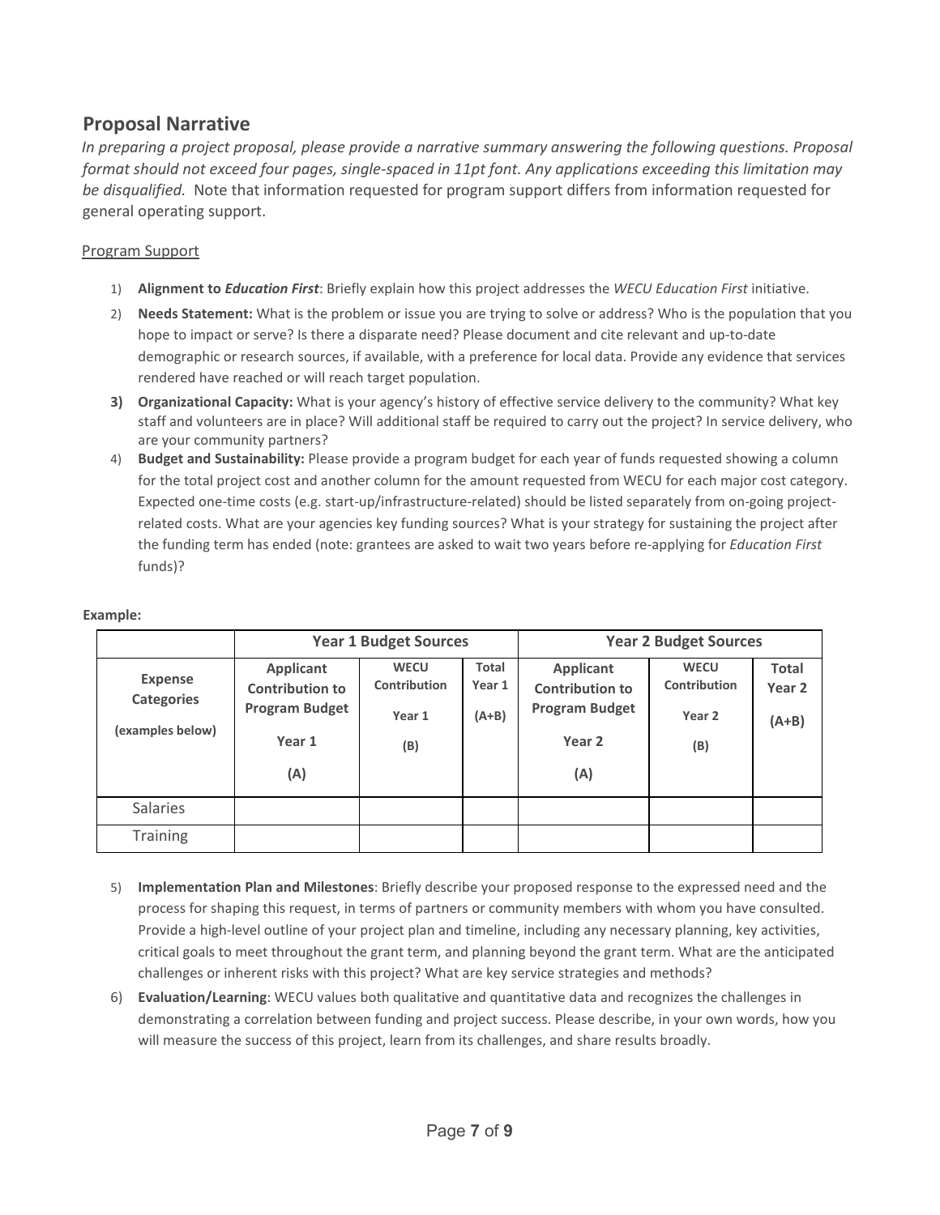## Proposal Narrative

*In preparing a project proposal, please provide a narrative summary answering the following questions. Proposal format should not exceed four pages, single-spaced in 11pt font. Any applications exceeding this limitation may be disqualified.* Note that information requested for program support differs from information requested for general operating support.

Program Support

1) **Alignment to *Education First***: Briefly explain how this project addresses the *WECU Education First* initiative.
2) **Needs Statement:** What is the problem or issue you are trying to solve or address? Who is the population that you hope to impact or serve? Is there a disparate need? Please document and cite relevant and up-to-date demographic or research sources, if available, with a preference for local data. Provide any evidence that services rendered have reached or will reach target population.
3) **Organizational Capacity:** What is your agency's history of effective service delivery to the community? What key staff and volunteers are in place? Will additional staff be required to carry out the project? In service delivery, who are your community partners?
4) **Budget and Sustainability:** Please provide a program budget for each year of funds requested showing a column for the total project cost and another column for the amount requested from WECU for each major cost category. Expected one-time costs (e.g. start-up/infrastructure-related) should be listed separately from on-going project-related costs. What are your agencies key funding sources? What is your strategy for sustaining the project after the funding term has ended (note: grantees are asked to wait two years before re-applying for *Education First* funds)?

**Example:**

| | **Year 1 Budget Sources** | | | **Year 2 Budget Sources** | | |
|---|---|---|---|---|---|---|
| **Expense Categories** (examples below) | **Applicant Contribution to Program Budget Year 1 (A)** | **WECU Contribution Year 1 (B)** | **Total Year 1 (A+B)** | **Applicant Contribution to Program Budget Year 2 (A)** | **WECU Contribution Year 2 (B)** | **Total Year 2 (A+B)** |
| Salaries | | | | | | |
| Training | | | | | | |

5) **Implementation Plan and Milestones**: Briefly describe your proposed response to the expressed need and the process for shaping this request, in terms of partners or community members with whom you have consulted. Provide a high-level outline of your project plan and timeline, including any necessary planning, key activities, critical goals to meet throughout the grant term, and planning beyond the grant term. What are the anticipated challenges or inherent risks with this project? What are key service strategies and methods?
6) **Evaluation/Learning**: WECU values both qualitative and quantitative data and recognizes the challenges in demonstrating a correlation between funding and project success. Please describe, in your own words, how you will measure the success of this project, learn from its challenges, and share results broadly.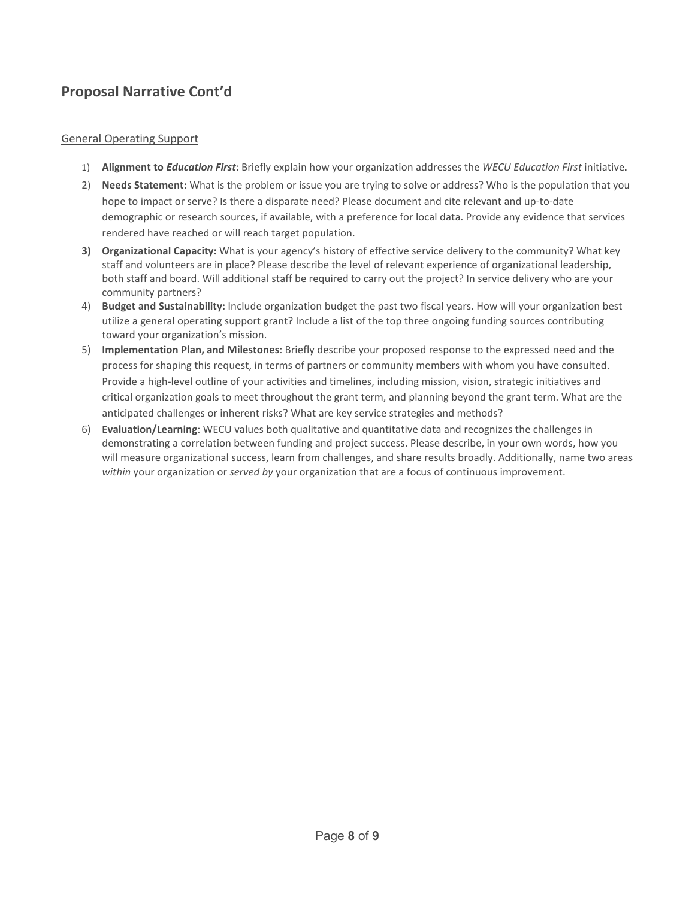## Proposal Narrative Cont'd

General Operating Support

1) **Alignment to *Education First***: Briefly explain how your organization addresses the *WECU Education First* initiative.
2) **Needs Statement:** What is the problem or issue you are trying to solve or address? Who is the population that you hope to impact or serve? Is there a disparate need? Please document and cite relevant and up-to-date demographic or research sources, if available, with a preference for local data. Provide any evidence that services rendered have reached or will reach target population.
3) **Organizational Capacity:** What is your agency's history of effective service delivery to the community? What key staff and volunteers are in place? Please describe the level of relevant experience of organizational leadership, both staff and board. Will additional staff be required to carry out the project? In service delivery who are your community partners?
4) **Budget and Sustainability:** Include organization budget the past two fiscal years. How will your organization best utilize a general operating support grant? Include a list of the top three ongoing funding sources contributing toward your organization's mission.
5) **Implementation Plan, and Milestones**: Briefly describe your proposed response to the expressed need and the process for shaping this request, in terms of partners or community members with whom you have consulted. Provide a high-level outline of your activities and timelines, including mission, vision, strategic initiatives and critical organization goals to meet throughout the grant term, and planning beyond the grant term. What are the anticipated challenges or inherent risks? What are key service strategies and methods?
6) **Evaluation/Learning**: WECU values both qualitative and quantitative data and recognizes the challenges in demonstrating a correlation between funding and project success. Please describe, in your own words, how you will measure organizational success, learn from challenges, and share results broadly. Additionally, name two areas *within* your organization or *served by* your organization that are a focus of continuous improvement.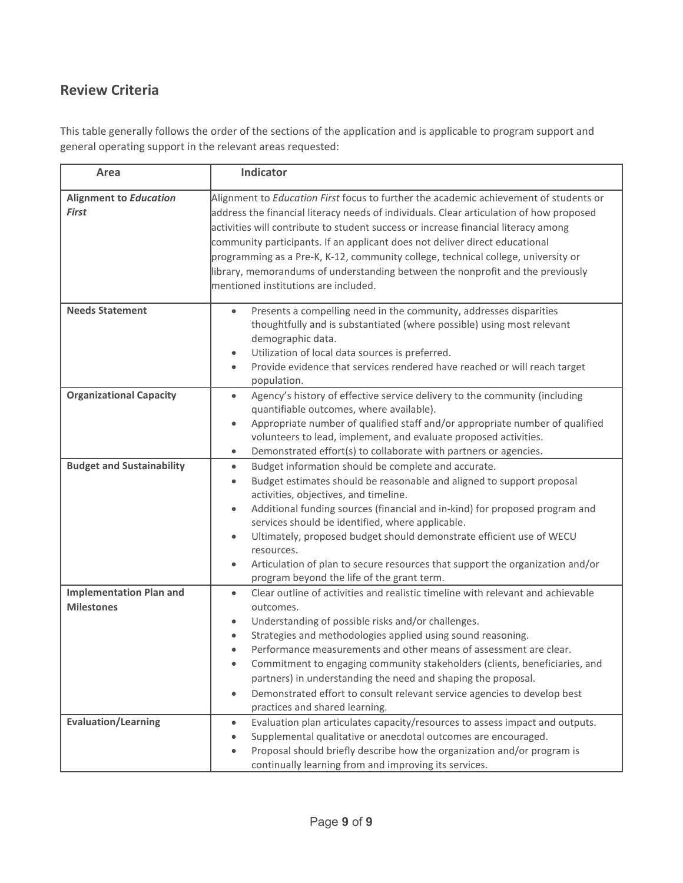## Review Criteria

This table generally follows the order of the sections of the application and is applicable to program support and general operating support in the relevant areas requested:

| Area | Indicator |
|---|---|
| **Alignment to *Education First*** | Alignment to *Education First* focus to further the academic achievement of students or address the financial literacy needs of individuals. Clear articulation of how proposed activities will contribute to student success or increase financial literacy among community participants. If an applicant does not deliver direct educational programming as a Pre-K, K-12, community college, technical college, university or library, memorandums of understanding between the nonprofit and the previously mentioned institutions are included. |
| **Needs Statement** | • Presents a compelling need in the community, addresses disparities thoughtfully and is substantiated (where possible) using most relevant demographic data.<br>• Utilization of local data sources is preferred.<br>• Provide evidence that services rendered have reached or will reach target population. |
| **Organizational Capacity** | • Agency's history of effective service delivery to the community (including quantifiable outcomes, where available).<br>• Appropriate number of qualified staff and/or appropriate number of qualified volunteers to lead, implement, and evaluate proposed activities.<br>• Demonstrated effort(s) to collaborate with partners or agencies. |
| **Budget and Sustainability** | • Budget information should be complete and accurate.<br>• Budget estimates should be reasonable and aligned to support proposal activities, objectives, and timeline.<br>• Additional funding sources (financial and in-kind) for proposed program and services should be identified, where applicable.<br>• Ultimately, proposed budget should demonstrate efficient use of WECU resources.<br>• Articulation of plan to secure resources that support the organization and/or program beyond the life of the grant term. |
| **Implementation Plan and Milestones** | • Clear outline of activities and realistic timeline with relevant and achievable outcomes.<br>• Understanding of possible risks and/or challenges.<br>• Strategies and methodologies applied using sound reasoning.<br>• Performance measurements and other means of assessment are clear.<br>• Commitment to engaging community stakeholders (clients, beneficiaries, and partners) in understanding the need and shaping the proposal.<br>• Demonstrated effort to consult relevant service agencies to develop best practices and shared learning. |
| **Evaluation/Learning** | • Evaluation plan articulates capacity/resources to assess impact and outputs.<br>• Supplemental qualitative or anecdotal outcomes are encouraged.<br>• Proposal should briefly describe how the organization and/or program is continually learning from and improving its services. |